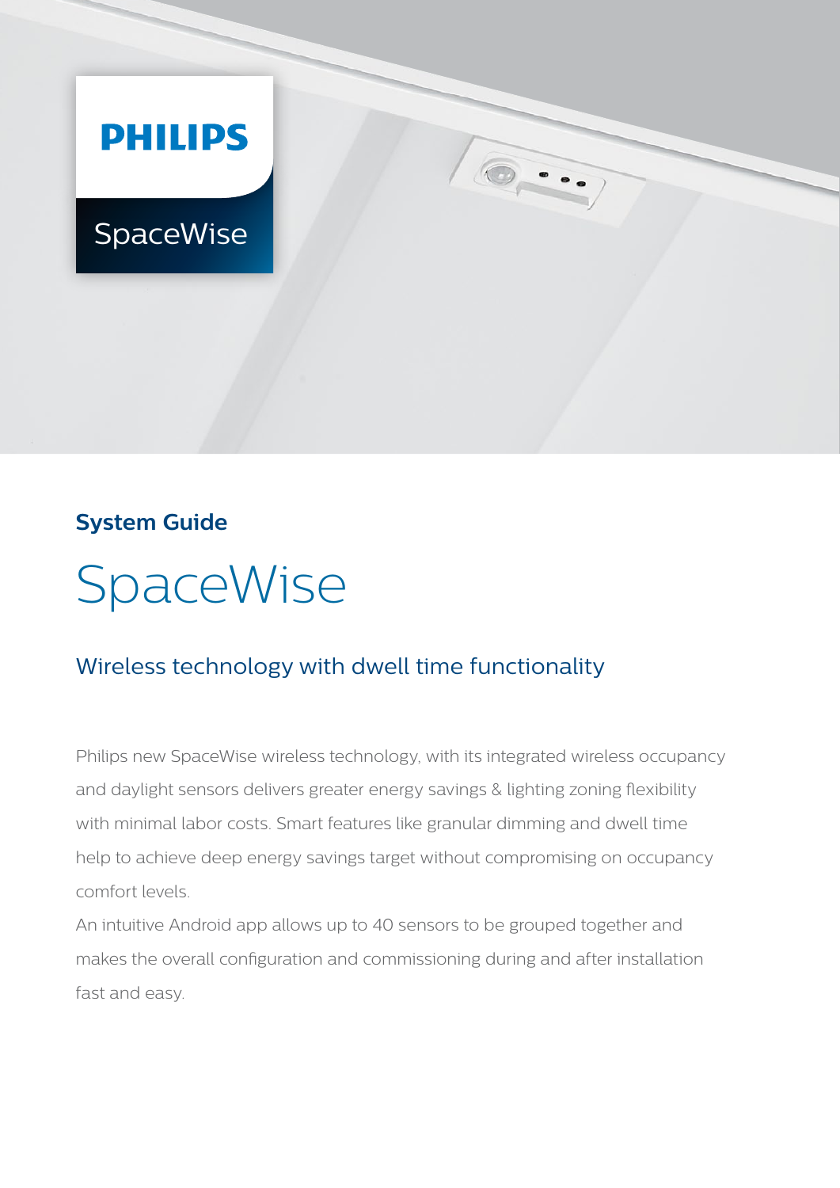PHILIPS

SpaceWise

**System Guide**

# SpaceWise

## Wireless technology with dwell time functionality

Philips new SpaceWise wireless technology, with its integrated wireless occupancy and daylight sensors delivers greater energy savings & lighting zoning flexibility with minimal labor costs. Smart features like granular dimming and dwell time help to achieve deep energy savings target without compromising on occupancy comfort levels.

An intuitive Android app allows up to 40 sensors to be grouped together and makes the overall configuration and commissioning during and after installation fast and easy.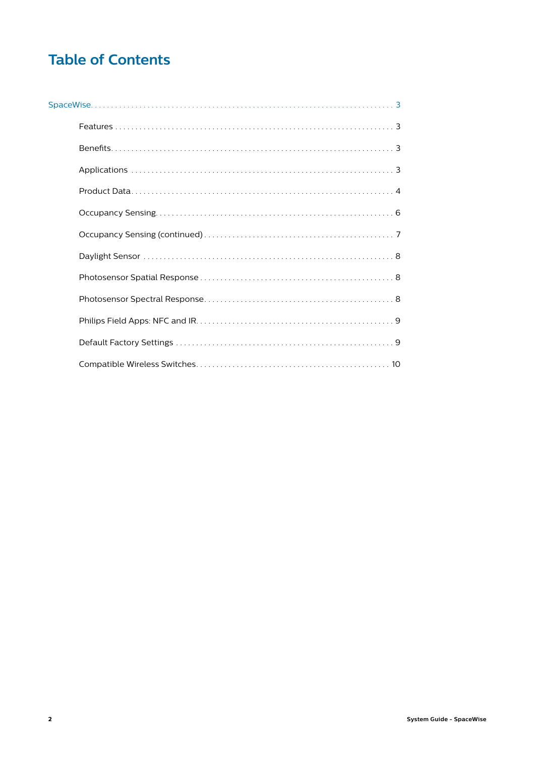# Table of Contents

SpaceWise . . . . . . . . . . . . . . . . . . . . . . . . . . . . . . . . . . . . . . . . . . . . . . . . . . . . . . . . . . . . . . . . . . . . . . . . . . . 3

- Features . . . . . . . . . . . . . . . . . . . . . . . . . . . . . . . . . . . . . . . . . . . . . . . . . . . . . . . . . . . . . . . . . 3
- Benefits . . . . . . . . . . . . . . . . . . . . . . . . . . . . . . . . . . . . . . . . . . . . . . . . . . . . . . . . . . . . . . . . . 3
- Applications . . . . . . . . . . . . . . . . . . . . . . . . . . . . . . . . . . . . . . . . . . . . . . . . . . . . . . . . . . . . . . 3
- Product Data . . . . . . . . . . . . . . . . . . . . . . . . . . . . . . . . . . . . . . . . . . . . . . . . . . . . . . . . . . . . . . 4
- Occupancy Sensing . . . . . . . . . . . . . . . . . . . . . . . . . . . . . . . . . . . . . . . . . . . . . . . . . . . . . . . . 6
- Occupancy Sensing (continued) . . . . . . . . . . . . . . . . . . . . . . . . . . . . . . . . . . . . . . . . . . . . . 7
- Daylight Sensor . . . . . . . . . . . . . . . . . . . . . . . . . . . . . . . . . . . . . . . . . . . . . . . . . . . . . . . . . . . . 8
- Photosensor Spatial Response . . . . . . . . . . . . . . . . . . . . . . . . . . . . . . . . . . . . . . . . . . . . . . 8
- Photosensor Spectral Response . . . . . . . . . . . . . . . . . . . . . . . . . . . . . . . . . . . . . . . . . . . . . 8
- Philips Field Apps: NFC and IR . . . . . . . . . . . . . . . . . . . . . . . . . . . . . . . . . . . . . . . . . . . . . 9
- Default Factory Settings . . . . . . . . . . . . . . . . . . . . . . . . . . . . . . . . . . . . . . . . . . . . . . . . . . . . 9
- Compatible Wireless Switches . . . . . . . . . . . . . . . . . . . . . . . . . . . . . . . . . . . . . . . . . . . . . 10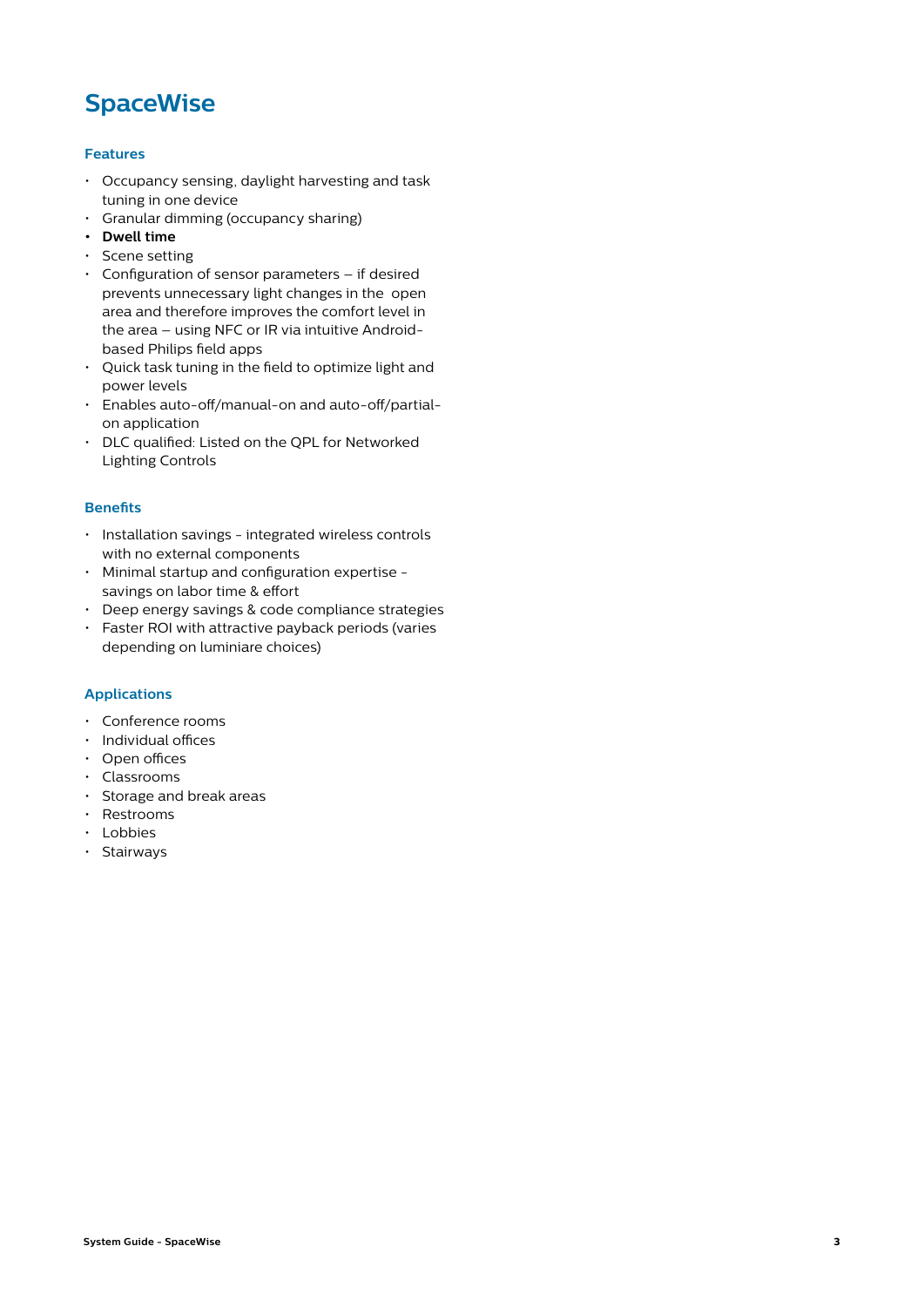# SpaceWise

### Features

- Occupancy sensing, daylight harvesting and task tuning in one device
- Granular dimming (occupancy sharing)
- **Dwell time**
- Scene setting
- Configuration of sensor parameters – if desired prevents unnecessary light changes in the open area and therefore improves the comfort level in the area – using NFC or IR via intuitive Android-based Philips field apps
- Quick task tuning in the field to optimize light and power levels
- Enables auto-off/manual-on and auto-off/partial-on application
- DLC qualified: Listed on the QPL for Networked Lighting Controls

### Benefits

- Installation savings - integrated wireless controls with no external components
- Minimal startup and configuration expertise - savings on labor time & effort
- Deep energy savings & code compliance strategies
- Faster ROI with attractive payback periods (varies depending on luminiare choices)

### Applications

- Conference rooms
- Individual offices
- Open offices
- Classrooms
- Storage and break areas
- Restrooms
- Lobbies
- Stairways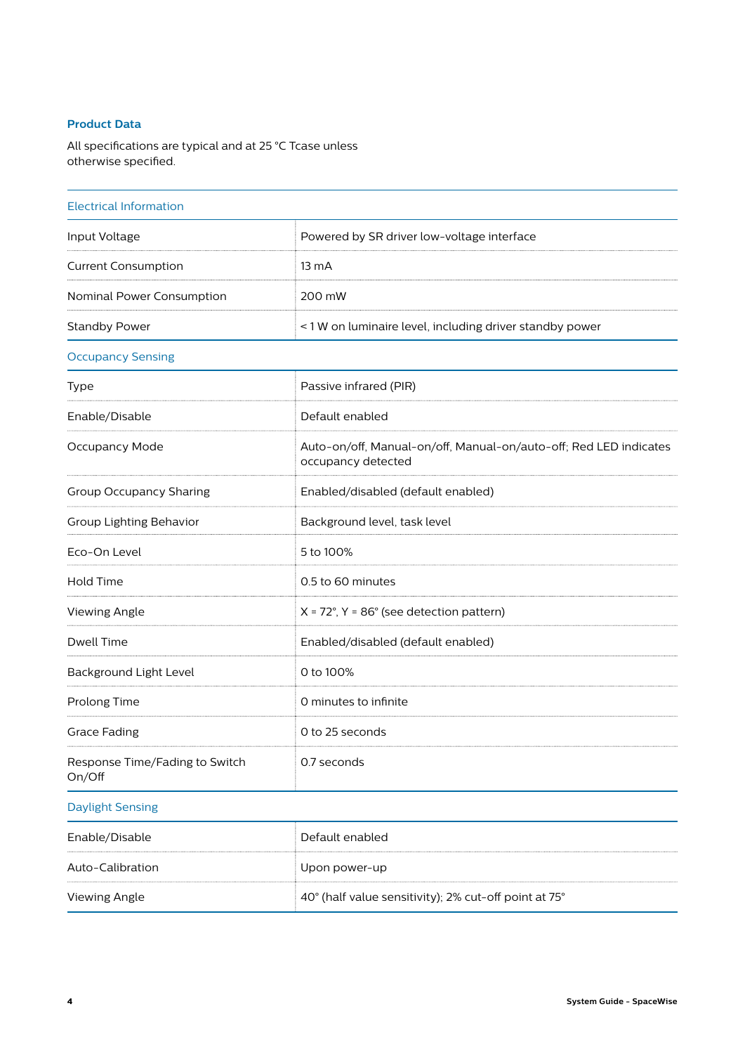## Product Data

All specifications are typical and at 25 °C Tcase unless otherwise specified.

| Electrical Information | |
|---|---|
| Input Voltage | Powered by SR driver low-voltage interface |
| Current Consumption | 13 mA |
| Nominal Power Consumption | 200 mW |
| Standby Power | < 1 W on luminaire level, including driver standby power |
| **Occupancy Sensing** | |
| Type | Passive infrared (PIR) |
| Enable/Disable | Default enabled |
| Occupancy Mode | Auto-on/off, Manual-on/off, Manual-on/auto-off; Red LED indicates occupancy detected |
| Group Occupancy Sharing | Enabled/disabled (default enabled) |
| Group Lighting Behavior | Background level, task level |
| Eco-On Level | 5 to 100% |
| Hold Time | 0.5 to 60 minutes |
| Viewing Angle | X = 72°, Y = 86° (see detection pattern) |
| Dwell Time | Enabled/disabled (default enabled) |
| Background Light Level | 0 to 100% |
| Prolong Time | 0 minutes to infinite |
| Grace Fading | 0 to 25 seconds |
| Response Time/Fading to Switch On/Off | 0.7 seconds |
| **Daylight Sensing** | |
| Enable/Disable | Default enabled |
| Auto-Calibration | Upon power-up |
| Viewing Angle | 40° (half value sensitivity); 2% cut-off point at 75° |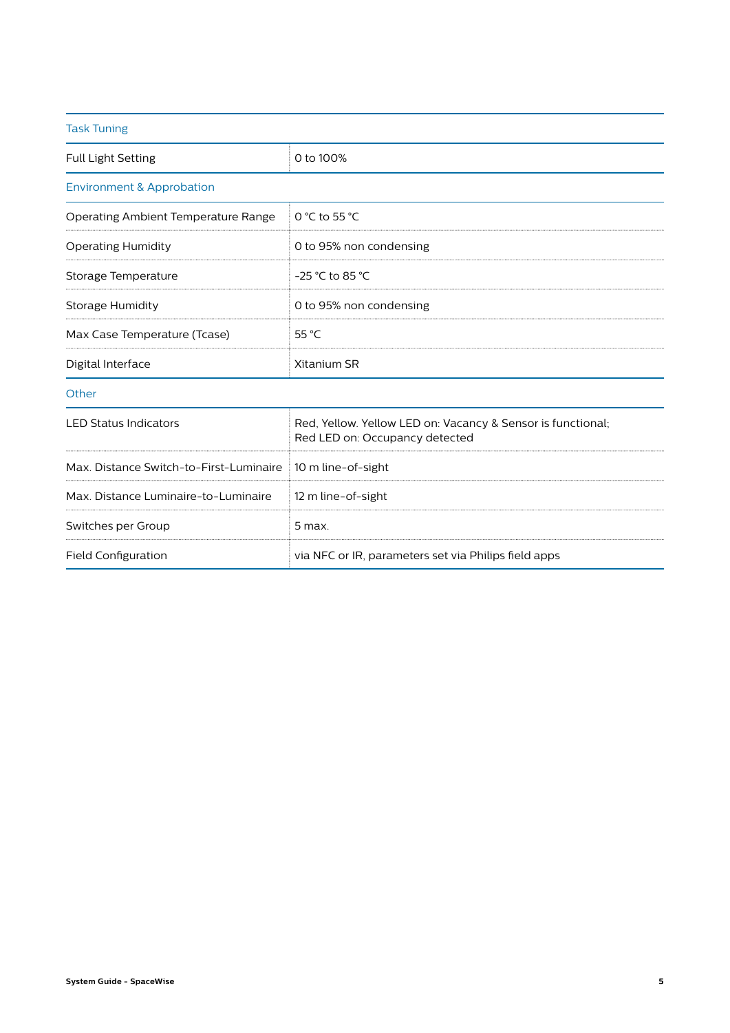| Task Tuning | |
|---|---|
| Full Light Setting | 0 to 100% |
| **Environment & Approbation** | |
| Operating Ambient Temperature Range | 0 °C to 55 °C |
| Operating Humidity | 0 to 95% non condensing |
| Storage Temperature | -25 °C to 85 °C |
| Storage Humidity | 0 to 95% non condensing |
| Max Case Temperature (Tcase) | 55 °C |
| Digital Interface | Xitanium SR |
| **Other** | |
| LED Status Indicators | Red, Yellow. Yellow LED on: Vacancy & Sensor is functional; Red LED on: Occupancy detected |
| Max. Distance Switch-to-First-Luminaire | 10 m line-of-sight |
| Max. Distance Luminaire-to-Luminaire | 12 m line-of-sight |
| Switches per Group | 5 max. |
| Field Configuration | via NFC or IR, parameters set via Philips field apps |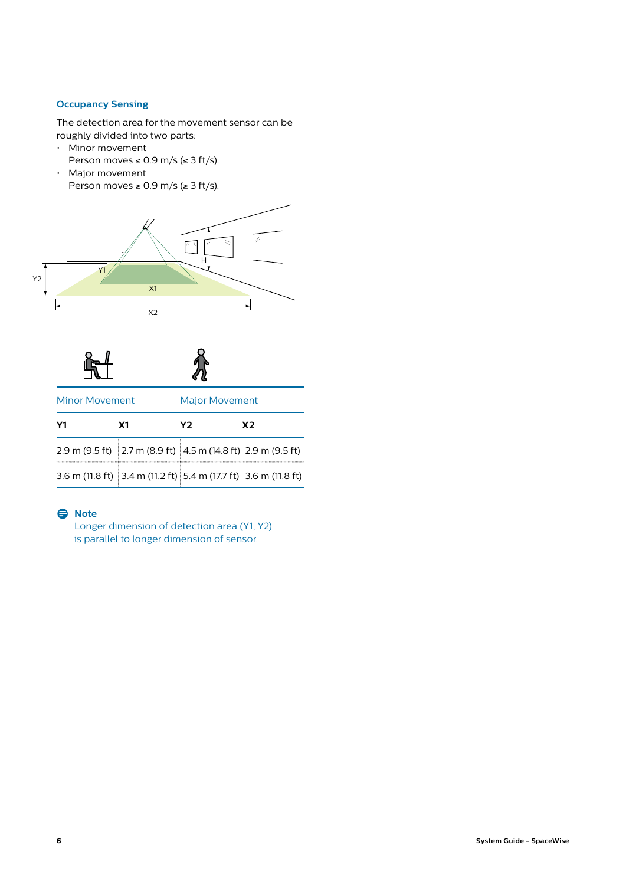## Occupancy Sensing

The detection area for the movement sensor can be roughly divided into two parts:

- Minor movement
  Person moves ≤ 0.9 m/s (≤ 3 ft/s).
- Major movement
  Person moves ≥ 0.9 m/s (≥ 3 ft/s).

| Minor Movement | | Major Movement | |
|---|---|---|---|
| **Y1** | **X1** | **Y2** | **X2** |
| 2.9 m (9.5 ft) | 2.7 m (8.9 ft) | 4.5 m (14.8 ft) | 2.9 m (9.5 ft) |
| 3.6 m (11.8 ft) | 3.4 m (11.2 ft) | 5.4 m (17.7 ft) | 3.6 m (11.8 ft) |

**Note**
Longer dimension of detection area (Y1, Y2) is parallel to longer dimension of sensor.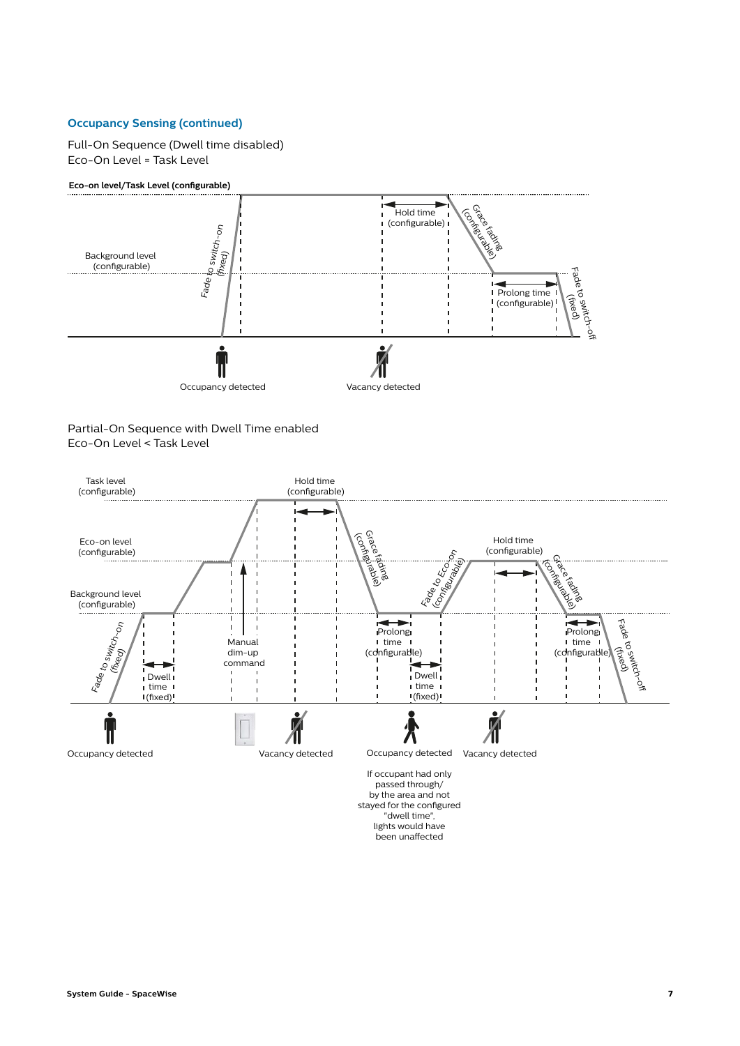## Occupancy Sensing (continued)

Full-On Sequence (Dwell time disabled)
Eco-On Level = Task Level

**Eco-on level/Task Level (configurable)**

Background level (configurable)

Fade to switch-on (fixed)

Hold time (configurable)

Grace fading (configurable)

Prolong time (configurable)

Fade to switch-off (fixed)

Occupancy detected

Vacancy detected

Partial-On Sequence with Dwell Time enabled
Eco-On Level < Task Level

Task level (configurable)

Hold time (configurable)

Eco-on level (configurable)

Background level (configurable)

Fade to switch-on (fixed)

Dwell time (fixed)

Manual dim-up command

Grace fading (configurable)

Prolong time (configurable)

Dwell time (fixed)

Fade to Eco-on (configurable)

Hold time (configurable)

Grace fading (configurable)

Prolong time (configurable)

Fade to switch-off (fixed)

Occupancy detected

Vacancy detected

Occupancy detected

Vacancy detected

If occupant had only passed through/ by the area and not stayed for the configured "dwell time", lights would have been unaffected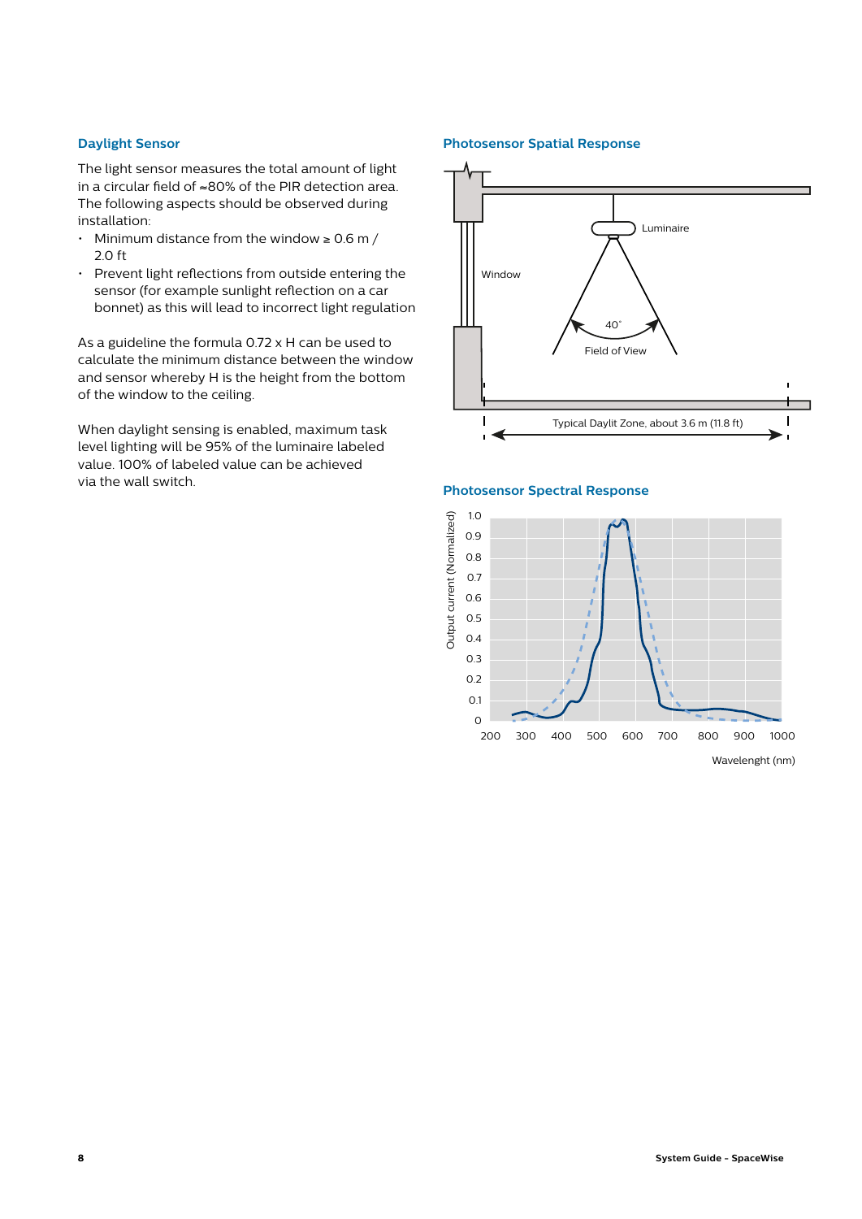## Daylight Sensor

The light sensor measures the total amount of light in a circular field of ≈80% of the PIR detection area. The following aspects should be observed during installation:

- Minimum distance from the window ≥ 0.6 m / 2.0 ft
- Prevent light reflections from outside entering the sensor (for example sunlight reflection on a car bonnet) as this will lead to incorrect light regulation

As a guideline the formula 0.72 x H can be used to calculate the minimum distance between the window and sensor whereby H is the height from the bottom of the window to the ceiling.

When daylight sensing is enabled, maximum task level lighting will be 95% of the luminaire labeled value. 100% of labeled value can be achieved via the wall switch.

## Photosensor Spatial Response

Window

Luminaire

40°

Field of View

Typical Daylit Zone, about 3.6 m (11.8 ft)

## Photosensor Spectral Response

Output current (Normalized)

1.0 0.9 0.8 0.7 0.6 0.5 0.4 0.3 0.2 0.1 0

200 300 400 500 600 700 800 900 1000

Wavelenght (nm)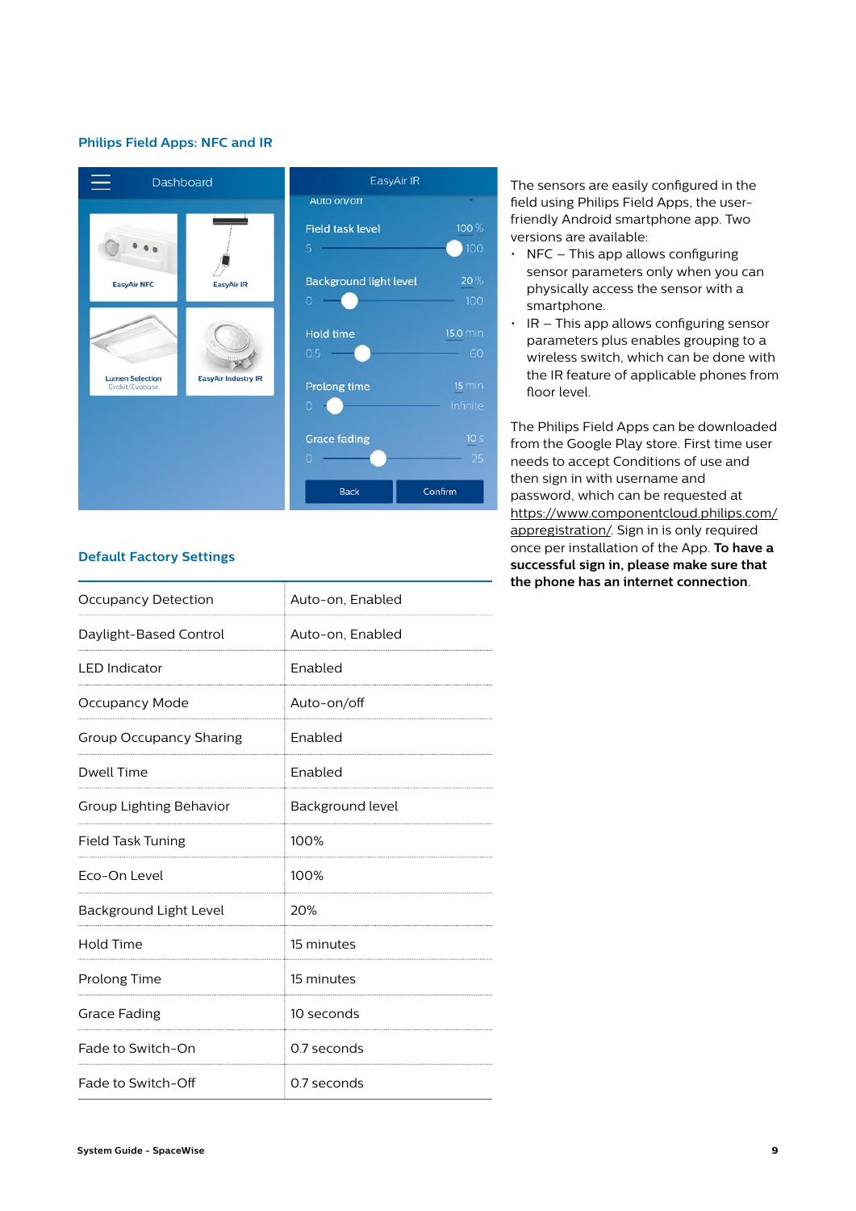## Philips Field Apps: NFC and IR

The sensors are easily configured in the field using Philips Field Apps, the user-friendly Android smartphone app. Two versions are available:

- NFC – This app allows configuring sensor parameters only when you can physically access the sensor with a smartphone.
- IR – This app allows configuring sensor parameters plus enables grouping to a wireless switch, which can be done with the IR feature of applicable phones from floor level.

The Philips Field Apps can be downloaded from the Google Play store. First time user needs to accept Conditions of use and then sign in with username and password, which can be requested at https://www.componentcloud.philips.com/appregistration/. Sign in is only required once per installation of the App. **To have a successful sign in, please make sure that the phone has an internet connection**.

## Default Factory Settings

| | |
|---|---|
| Occupancy Detection | Auto-on, Enabled |
| Daylight-Based Control | Auto-on, Enabled |
| LED Indicator | Enabled |
| Occupancy Mode | Auto-on/off |
| Group Occupancy Sharing | Enabled |
| Dwell Time | Enabled |
| Group Lighting Behavior | Background level |
| Field Task Tuning | 100% |
| Eco-On Level | 100% |
| Background Light Level | 20% |
| Hold Time | 15 minutes |
| Prolong Time | 15 minutes |
| Grace Fading | 10 seconds |
| Fade to Switch-On | 0.7 seconds |
| Fade to Switch-Off | 0.7 seconds |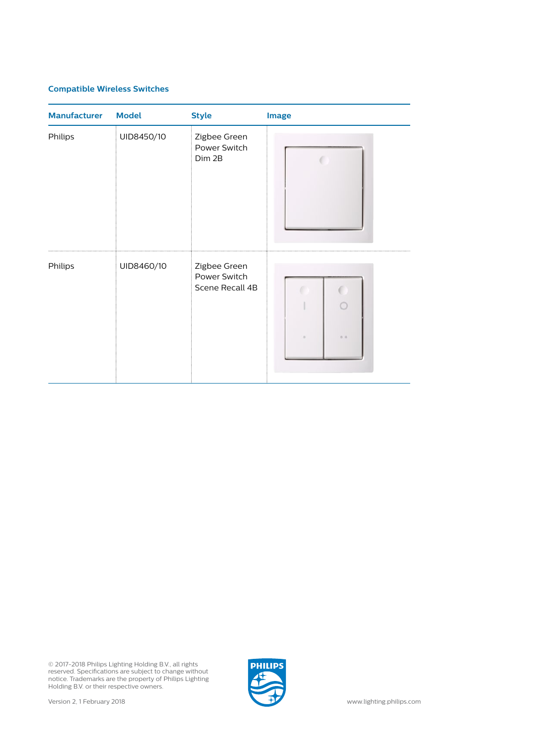### Compatible Wireless Switches

| Manufacturer | Model | Style | Image |
|---|---|---|---|
| Philips | UID8450/10 | Zigbee Green Power Switch Dim 2B | |
| Philips | UID8460/10 | Zigbee Green Power Switch Scene Recall 4B | |

© 2017-2018 Philips Lighting Holding B.V., all rights reserved. Specifications are subject to change without notice. Trademarks are the property of Philips Lighting Holding B.V. or their respective owners.

Version 2, 1 February 2018

www.lighting.philips.com